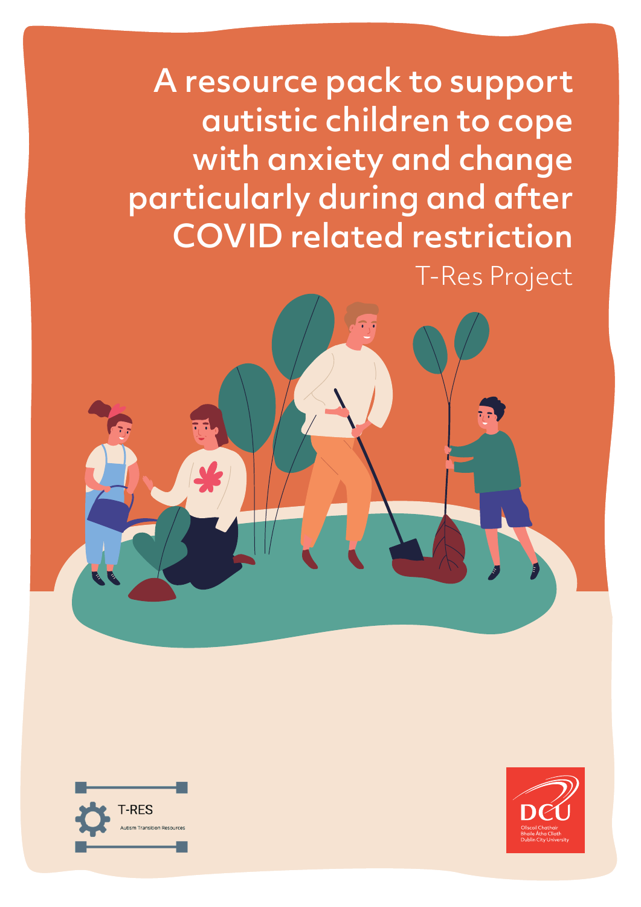# A resource pack to support autistic children to cope with anxiety and change particularly during and after COVID related restriction

T-Res Project

T-RES

Autism Transition Resources

DCU

Ollscoil Chathair Bhaile Átha Cliath

Dublin City University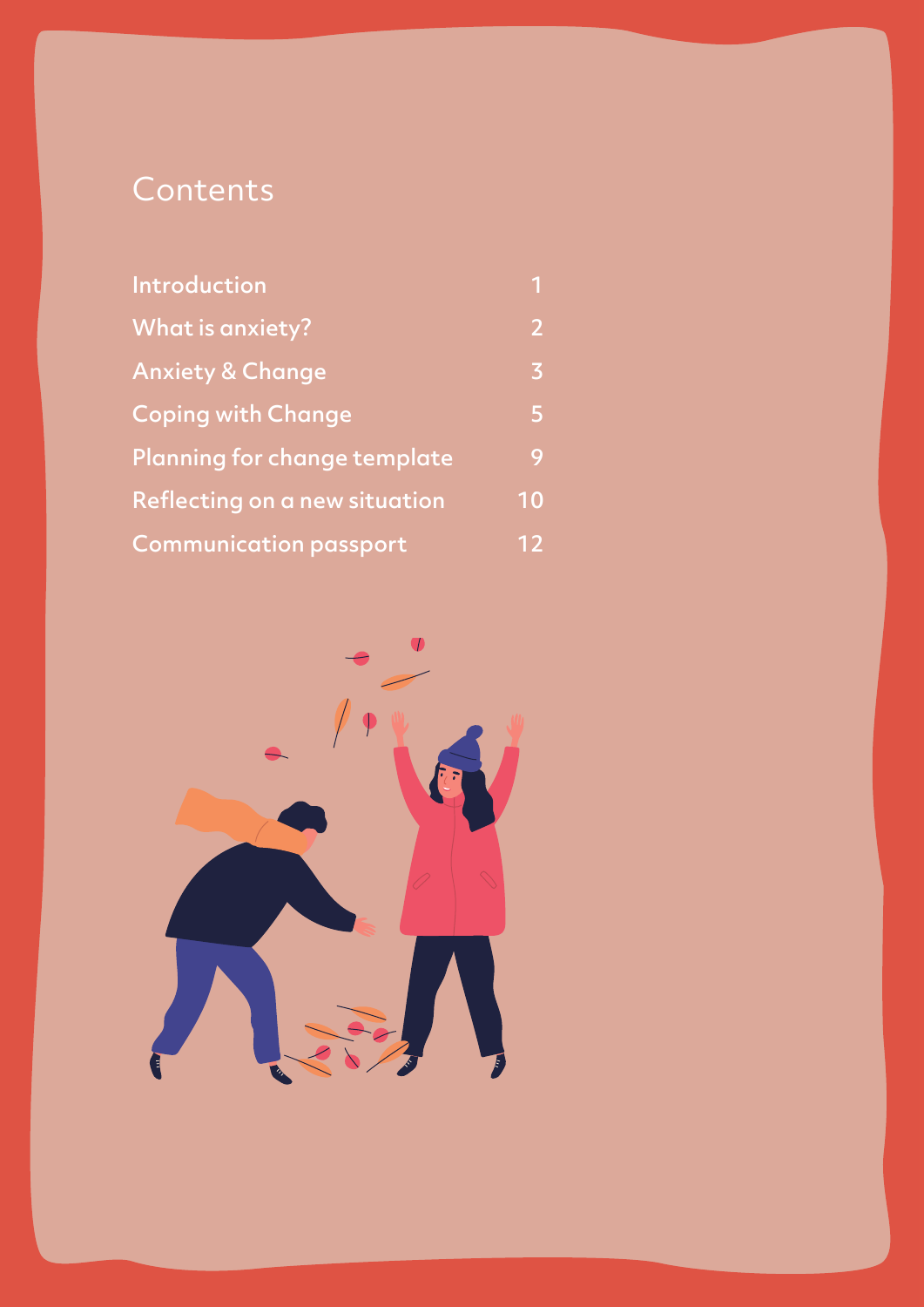# Contents

| | |
|---|---|
| Introduction | 1 |
| What is anxiety? | 2 |
| Anxiety & Change | 3 |
| Coping with Change | 5 |
| Planning for change template | 9 |
| Reflecting on a new situation | 10 |
| Communication passport | 12 |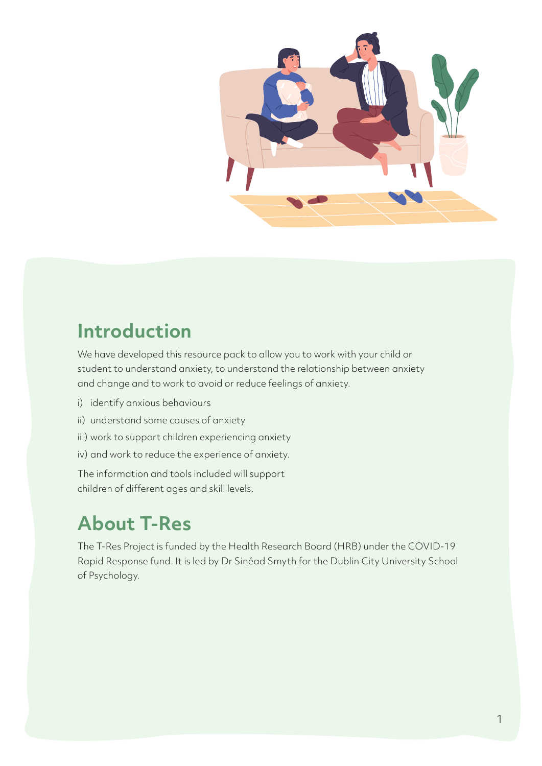## Introduction

We have developed this resource pack to allow you to work with your child or student to understand anxiety, to understand the relationship between anxiety and change and to work to avoid or reduce feelings of anxiety.

i) identify anxious behaviours

ii) understand some causes of anxiety

iii) work to support children experiencing anxiety

iv) and work to reduce the experience of anxiety.

The information and tools included will support children of different ages and skill levels.

## About T-Res

The T-Res Project is funded by the Health Research Board (HRB) under the COVID-19 Rapid Response fund. It is led by Dr Sinéad Smyth for the Dublin City University School of Psychology.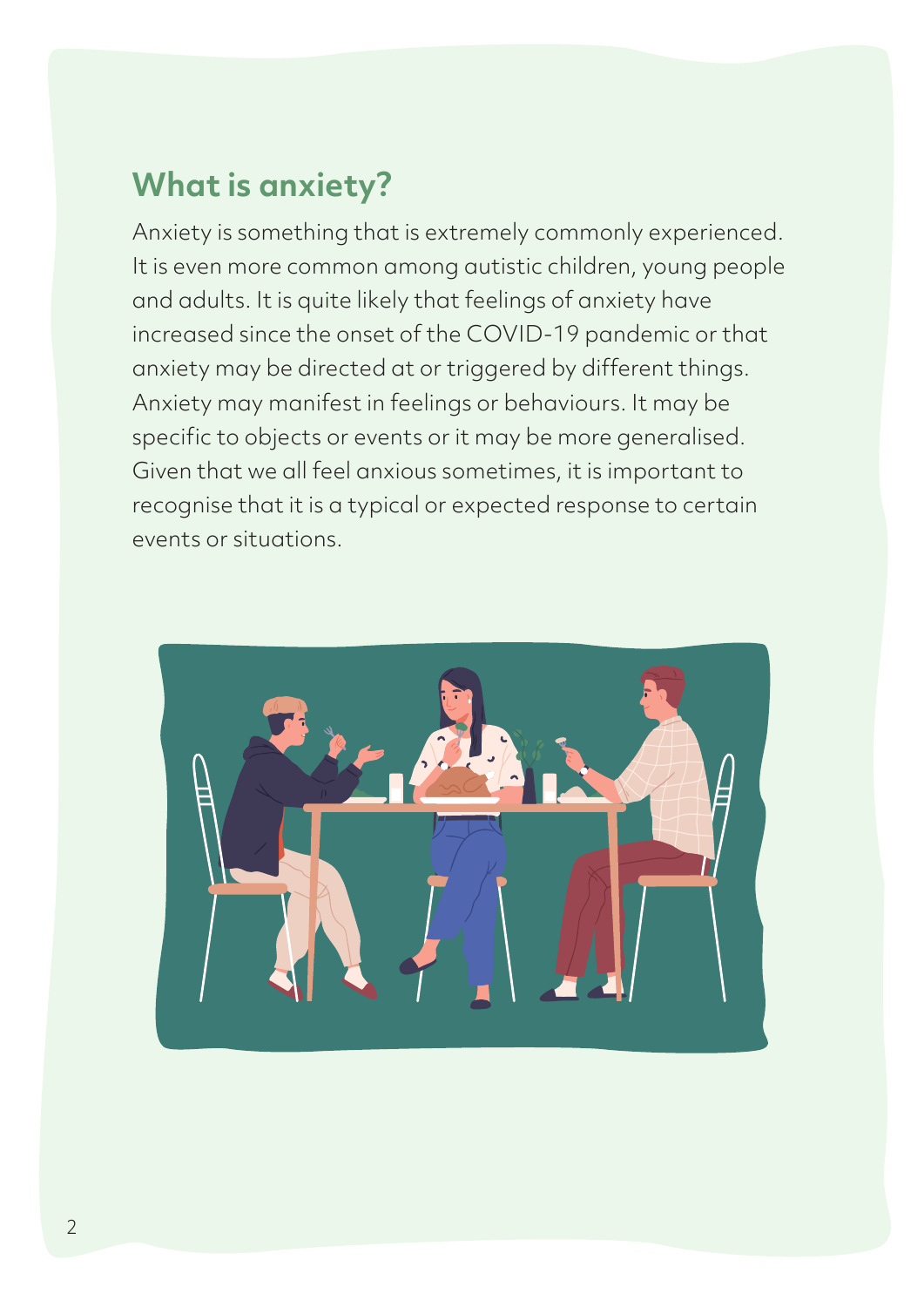## What is anxiety?

Anxiety is something that is extremely commonly experienced. It is even more common among autistic children, young people and adults. It is quite likely that feelings of anxiety have increased since the onset of the COVID-19 pandemic or that anxiety may be directed at or triggered by different things. Anxiety may manifest in feelings or behaviours. It may be specific to objects or events or it may be more generalised. Given that we all feel anxious sometimes, it is important to recognise that it is a typical or expected response to certain events or situations.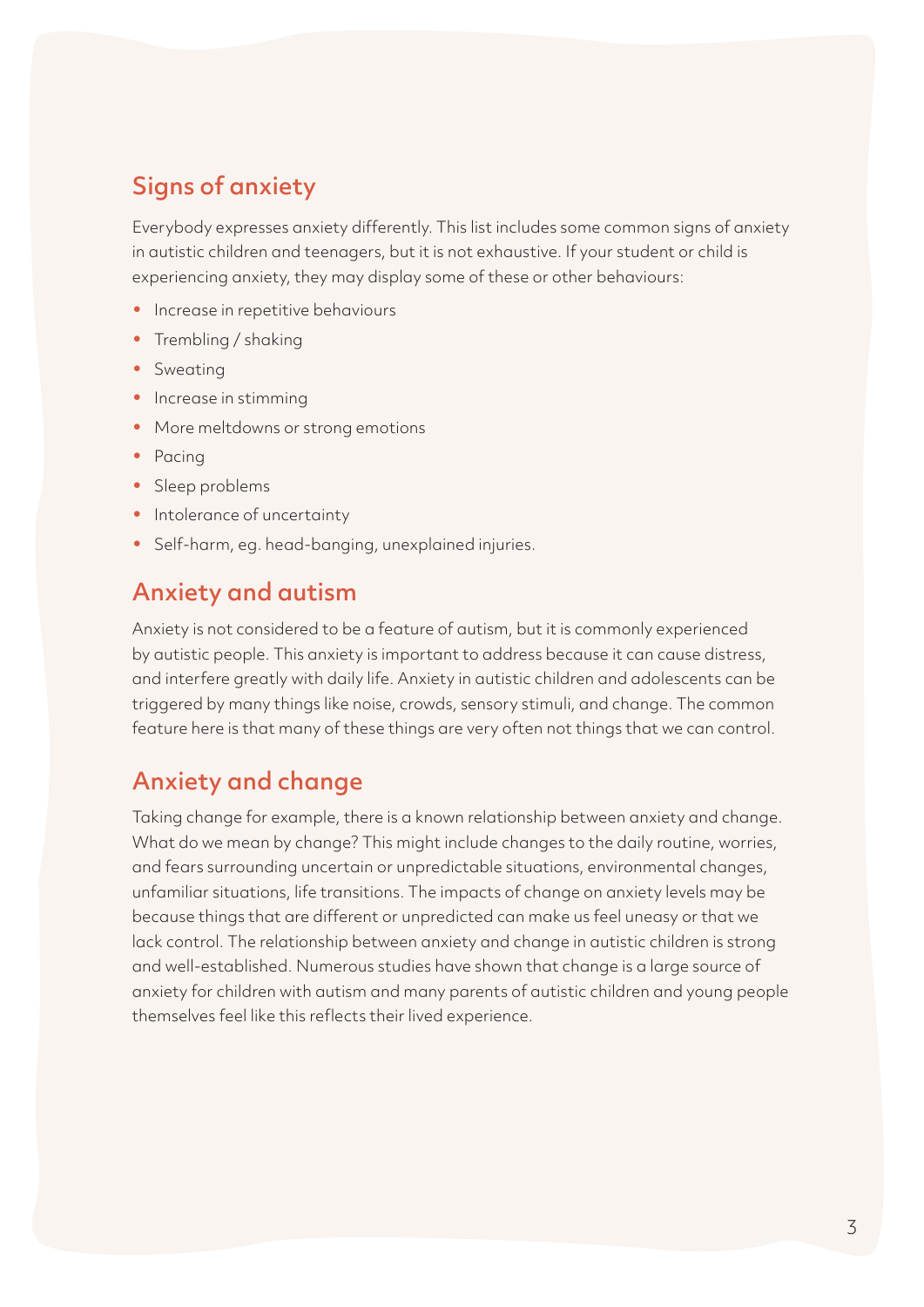## Signs of anxiety

Everybody expresses anxiety differently. This list includes some common signs of anxiety in autistic children and teenagers, but it is not exhaustive. If your student or child is experiencing anxiety, they may display some of these or other behaviours:

- Increase in repetitive behaviours
- Trembling / shaking
- Sweating
- Increase in stimming
- More meltdowns or strong emotions
- Pacing
- Sleep problems
- Intolerance of uncertainty
- Self-harm, eg. head-banging, unexplained injuries.

## Anxiety and autism

Anxiety is not considered to be a feature of autism, but it is commonly experienced by autistic people. This anxiety is important to address because it can cause distress, and interfere greatly with daily life. Anxiety in autistic children and adolescents can be triggered by many things like noise, crowds, sensory stimuli, and change. The common feature here is that many of these things are very often not things that we can control.

## Anxiety and change

Taking change for example, there is a known relationship between anxiety and change. What do we mean by change? This might include changes to the daily routine, worries, and fears surrounding uncertain or unpredictable situations, environmental changes, unfamiliar situations, life transitions. The impacts of change on anxiety levels may be because things that are different or unpredicted can make us feel uneasy or that we lack control. The relationship between anxiety and change in autistic children is strong and well-established. Numerous studies have shown that change is a large source of anxiety for children with autism and many parents of autistic children and young people themselves feel like this reflects their lived experience.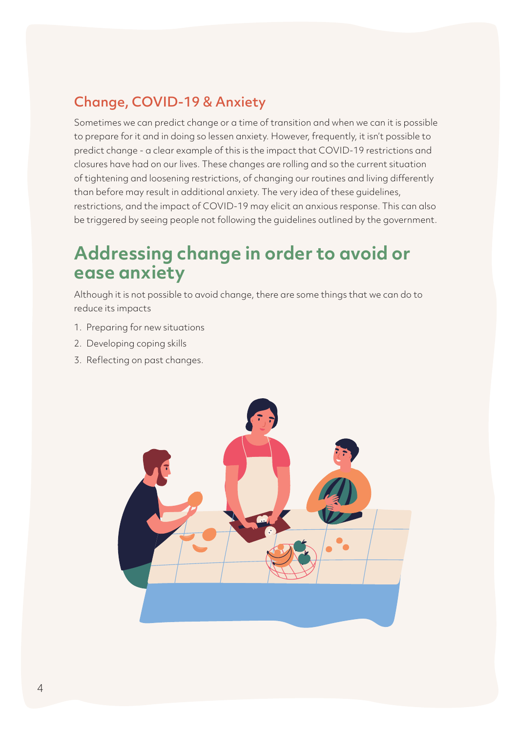### Change, COVID-19 & Anxiety

Sometimes we can predict change or a time of transition and when we can it is possible to prepare for it and in doing so lessen anxiety. However, frequently, it isn't possible to predict change - a clear example of this is the impact that COVID-19 restrictions and closures have had on our lives. These changes are rolling and so the current situation of tightening and loosening restrictions, of changing our routines and living differently than before may result in additional anxiety. The very idea of these guidelines, restrictions, and the impact of COVID-19 may elicit an anxious response. This can also be triggered by seeing people not following the guidelines outlined by the government.

## Addressing change in order to avoid or ease anxiety

Although it is not possible to avoid change, there are some things that we can do to reduce its impacts

1. Preparing for new situations
2. Developing coping skills
3. Reflecting on past changes.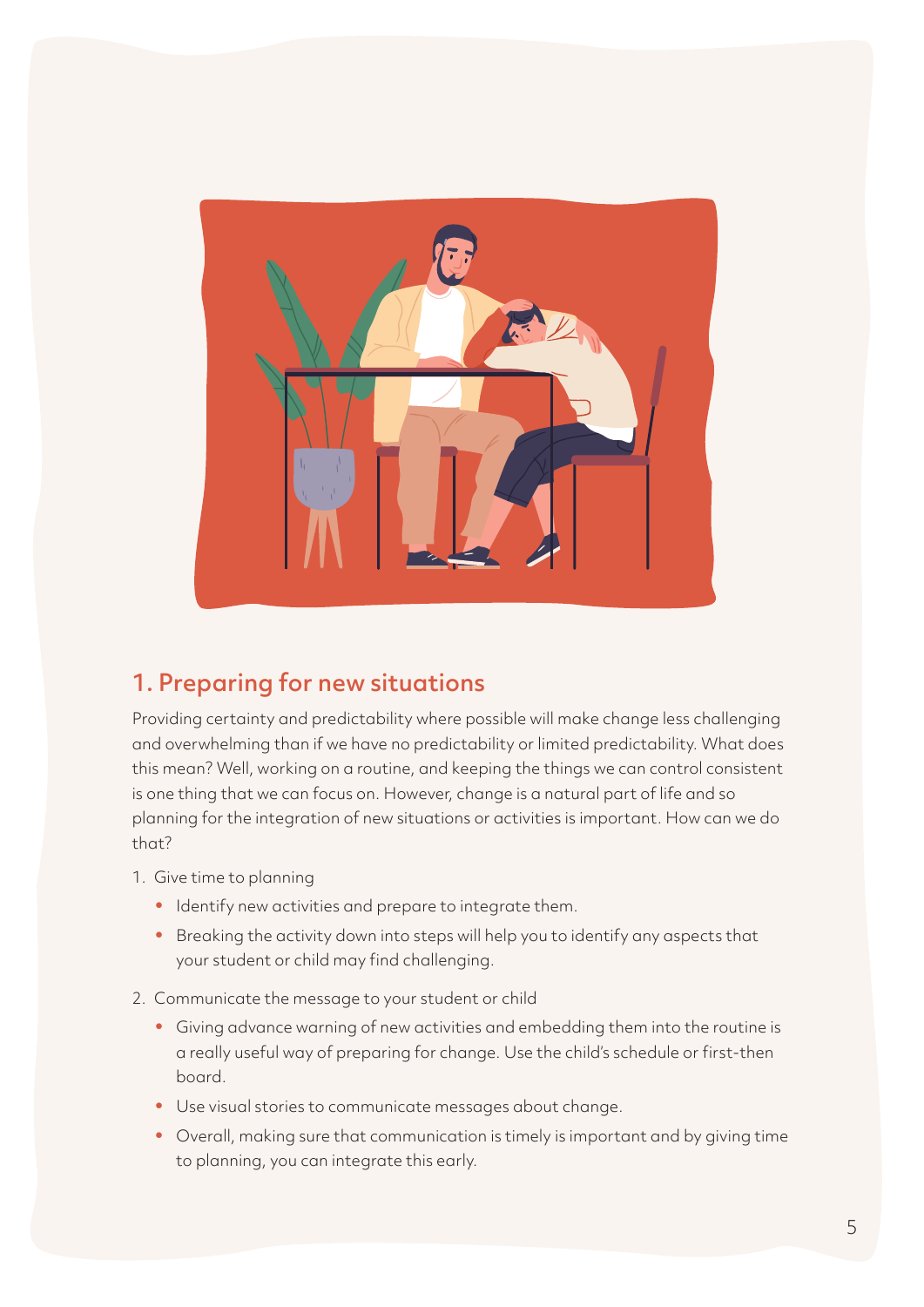## 1. Preparing for new situations

Providing certainty and predictability where possible will make change less challenging and overwhelming than if we have no predictability or limited predictability. What does this mean? Well, working on a routine, and keeping the things we can control consistent is one thing that we can focus on. However, change is a natural part of life and so planning for the integration of new situations or activities is important. How can we do that?

1. Give time to planning
   - Identify new activities and prepare to integrate them.
   - Breaking the activity down into steps will help you to identify any aspects that your student or child may find challenging.
2. Communicate the message to your student or child
   - Giving advance warning of new activities and embedding them into the routine is a really useful way of preparing for change. Use the child's schedule or first-then board.
   - Use visual stories to communicate messages about change.
   - Overall, making sure that communication is timely is important and by giving time to planning, you can integrate this early.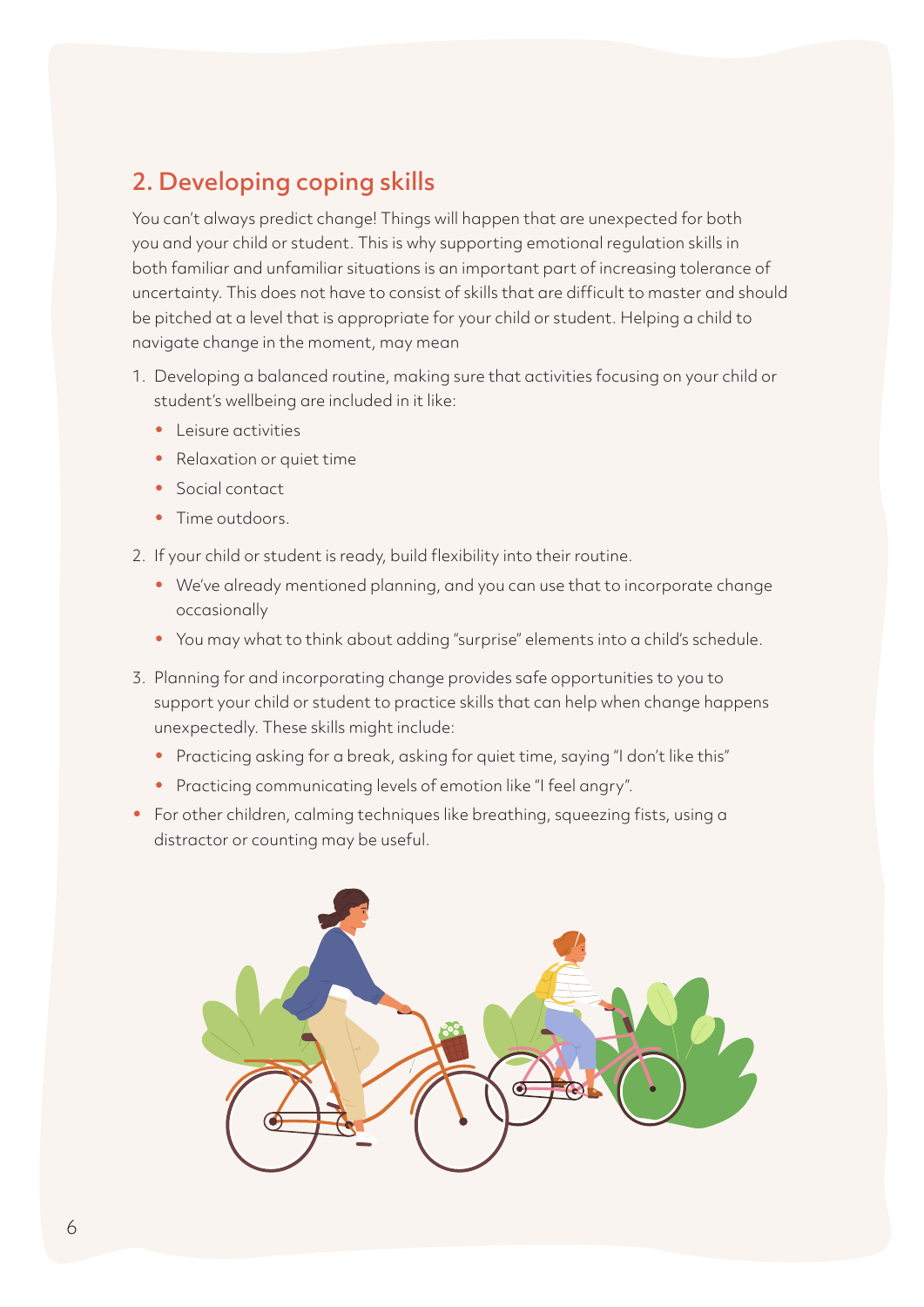## 2. Developing coping skills

You can't always predict change! Things will happen that are unexpected for both you and your child or student. This is why supporting emotional regulation skills in both familiar and unfamiliar situations is an important part of increasing tolerance of uncertainty. This does not have to consist of skills that are difficult to master and should be pitched at a level that is appropriate for your child or student. Helping a child to navigate change in the moment, may mean

1. Developing a balanced routine, making sure that activities focusing on your child or student's wellbeing are included in it like:
   - Leisure activities
   - Relaxation or quiet time
   - Social contact
   - Time outdoors.
2. If your child or student is ready, build flexibility into their routine.
   - We've already mentioned planning, and you can use that to incorporate change occasionally
   - You may what to think about adding "surprise" elements into a child's schedule.
3. Planning for and incorporating change provides safe opportunities to you to support your child or student to practice skills that can help when change happens unexpectedly. These skills might include:
   - Practicing asking for a break, asking for quiet time, saying "I don't like this"
   - Practicing communicating levels of emotion like "I feel angry".

- For other children, calming techniques like breathing, squeezing fists, using a distractor or counting may be useful.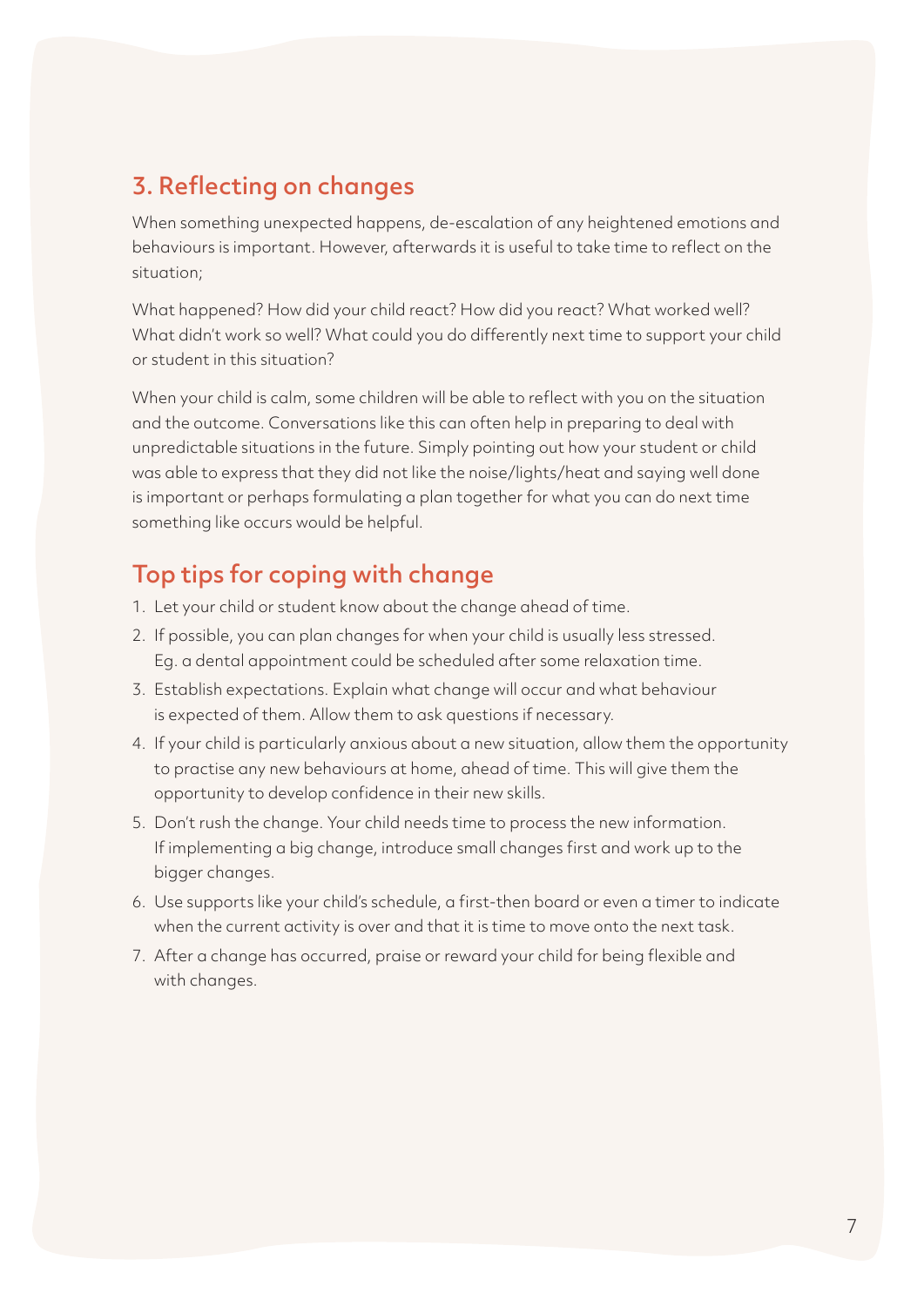## 3. Reflecting on changes

When something unexpected happens, de-escalation of any heightened emotions and behaviours is important. However, afterwards it is useful to take time to reflect on the situation;

What happened? How did your child react? How did you react? What worked well? What didn't work so well? What could you do differently next time to support your child or student in this situation?

When your child is calm, some children will be able to reflect with you on the situation and the outcome. Conversations like this can often help in preparing to deal with unpredictable situations in the future. Simply pointing out how your student or child was able to express that they did not like the noise/lights/heat and saying well done is important or perhaps formulating a plan together for what you can do next time something like occurs would be helpful.

## Top tips for coping with change

1. Let your child or student know about the change ahead of time.
2. If possible, you can plan changes for when your child is usually less stressed. Eg. a dental appointment could be scheduled after some relaxation time.
3. Establish expectations. Explain what change will occur and what behaviour is expected of them. Allow them to ask questions if necessary.
4. If your child is particularly anxious about a new situation, allow them the opportunity to practise any new behaviours at home, ahead of time. This will give them the opportunity to develop confidence in their new skills.
5. Don't rush the change. Your child needs time to process the new information. If implementing a big change, introduce small changes first and work up to the bigger changes.
6. Use supports like your child's schedule, a first-then board or even a timer to indicate when the current activity is over and that it is time to move onto the next task.
7. After a change has occurred, praise or reward your child for being flexible and with changes.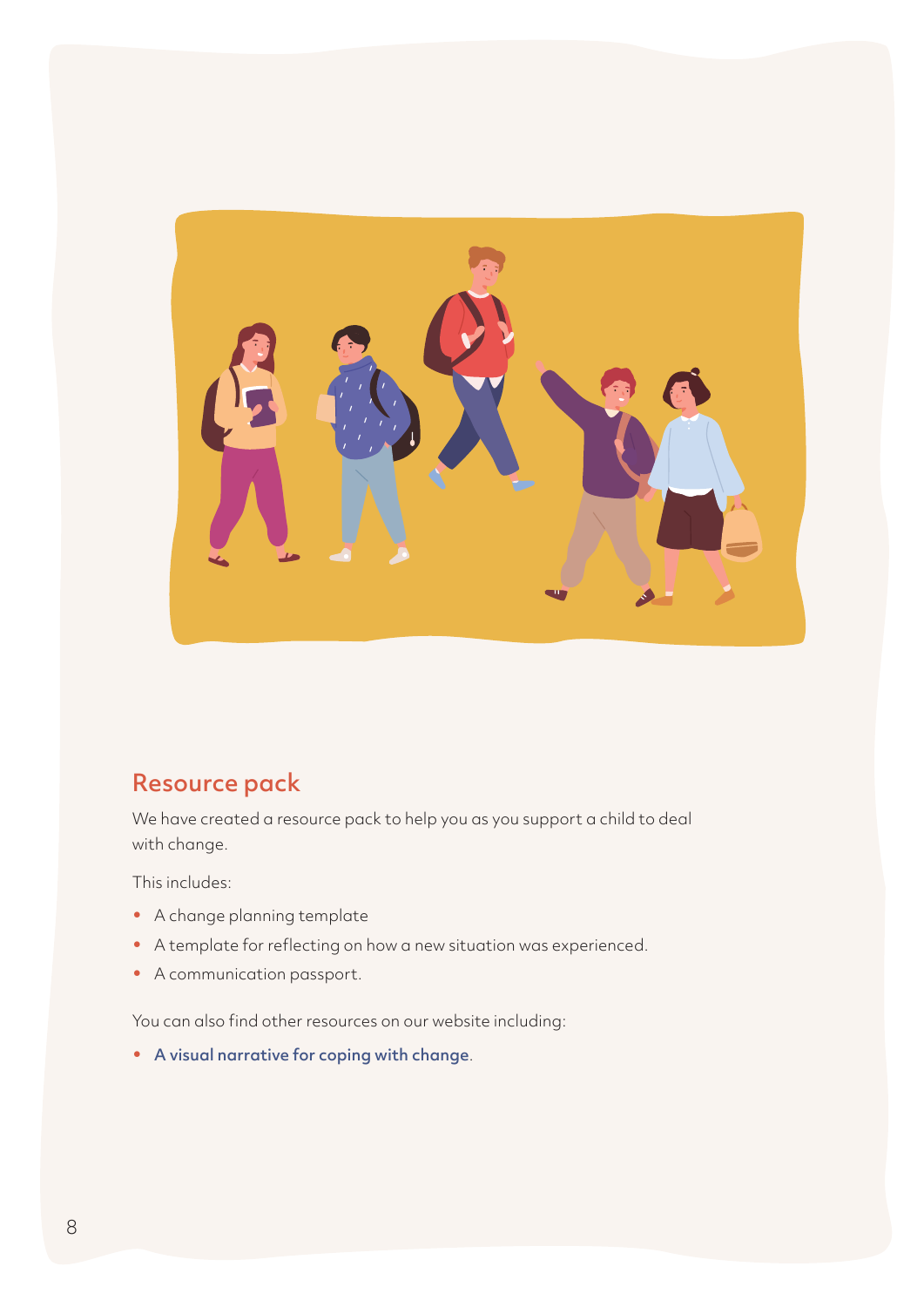## Resource pack

We have created a resource pack to help you as you support a child to deal with change.

This includes:

- A change planning template
- A template for reflecting on how a new situation was experienced.
- A communication passport.

You can also find other resources on our website including:

- **A visual narrative for coping with change**.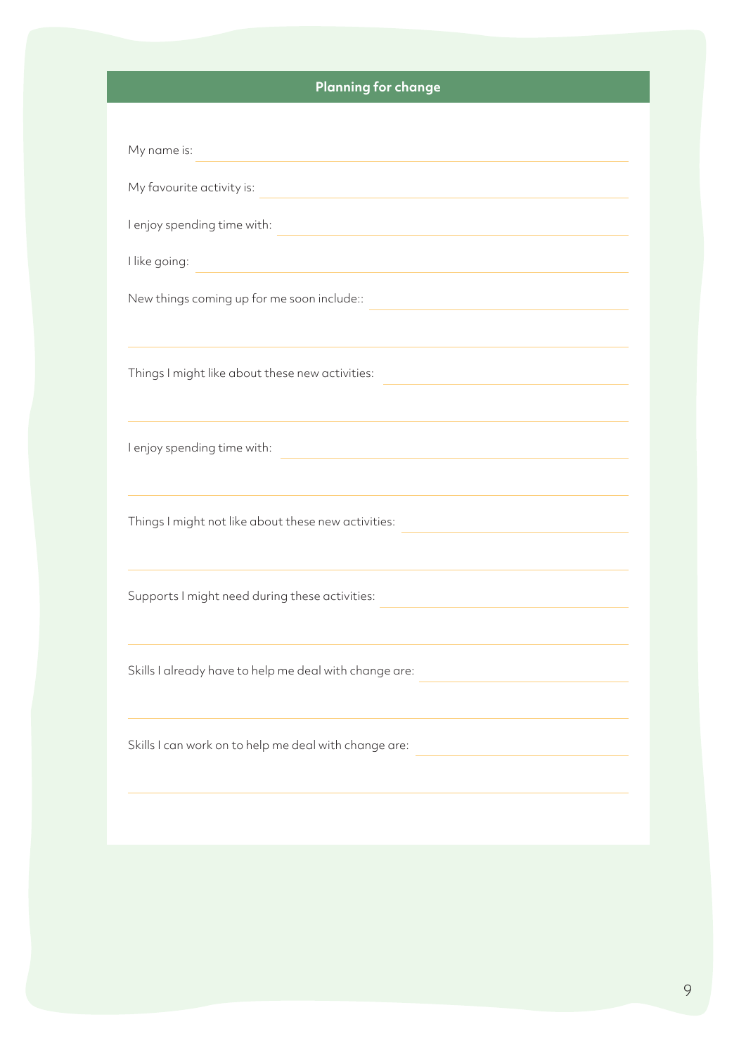## Planning for change

My name is: \_\_\_\_\_\_\_\_\_\_\_\_\_\_\_\_\_\_\_\_\_\_\_\_\_\_\_\_\_\_\_\_\_\_\_\_

My favourite activity is: \_\_\_\_\_\_\_\_\_\_\_\_\_\_\_\_\_\_\_\_\_\_\_\_\_\_\_\_\_\_\_\_\_\_\_\_

I enjoy spending time with: \_\_\_\_\_\_\_\_\_\_\_\_\_\_\_\_\_\_\_\_\_\_\_\_\_\_\_\_\_\_\_\_\_\_\_\_

I like going: \_\_\_\_\_\_\_\_\_\_\_\_\_\_\_\_\_\_\_\_\_\_\_\_\_\_\_\_\_\_\_\_\_\_\_\_

New things coming up for me soon include:: \_\_\_\_\_\_\_\_\_\_\_\_\_\_\_\_\_\_\_\_\_\_\_\_\_\_\_\_\_\_\_\_\_\_\_\_

\_\_\_\_\_\_\_\_\_\_\_\_\_\_\_\_\_\_\_\_\_\_\_\_\_\_\_\_\_\_\_\_\_\_\_\_

Things I might like about these new activities: \_\_\_\_\_\_\_\_\_\_\_\_\_\_\_\_\_\_\_\_\_\_\_\_\_\_\_\_\_\_\_\_\_\_\_\_

\_\_\_\_\_\_\_\_\_\_\_\_\_\_\_\_\_\_\_\_\_\_\_\_\_\_\_\_\_\_\_\_\_\_\_\_

I enjoy spending time with: \_\_\_\_\_\_\_\_\_\_\_\_\_\_\_\_\_\_\_\_\_\_\_\_\_\_\_\_\_\_\_\_\_\_\_\_

\_\_\_\_\_\_\_\_\_\_\_\_\_\_\_\_\_\_\_\_\_\_\_\_\_\_\_\_\_\_\_\_\_\_\_\_

Things I might not like about these new activities: \_\_\_\_\_\_\_\_\_\_\_\_\_\_\_\_\_\_\_\_\_\_\_\_\_\_\_\_\_\_\_\_\_\_\_\_

\_\_\_\_\_\_\_\_\_\_\_\_\_\_\_\_\_\_\_\_\_\_\_\_\_\_\_\_\_\_\_\_\_\_\_\_

Supports I might need during these activities: \_\_\_\_\_\_\_\_\_\_\_\_\_\_\_\_\_\_\_\_\_\_\_\_\_\_\_\_\_\_\_\_\_\_\_\_

\_\_\_\_\_\_\_\_\_\_\_\_\_\_\_\_\_\_\_\_\_\_\_\_\_\_\_\_\_\_\_\_\_\_\_\_

Skills I already have to help me deal with change are: \_\_\_\_\_\_\_\_\_\_\_\_\_\_\_\_\_\_\_\_\_\_\_\_\_\_\_\_\_\_\_\_\_\_\_\_

\_\_\_\_\_\_\_\_\_\_\_\_\_\_\_\_\_\_\_\_\_\_\_\_\_\_\_\_\_\_\_\_\_\_\_\_

Skills I can work on to help me deal with change are: \_\_\_\_\_\_\_\_\_\_\_\_\_\_\_\_\_\_\_\_\_\_\_\_\_\_\_\_\_\_\_\_\_\_\_\_

\_\_\_\_\_\_\_\_\_\_\_\_\_\_\_\_\_\_\_\_\_\_\_\_\_\_\_\_\_\_\_\_\_\_\_\_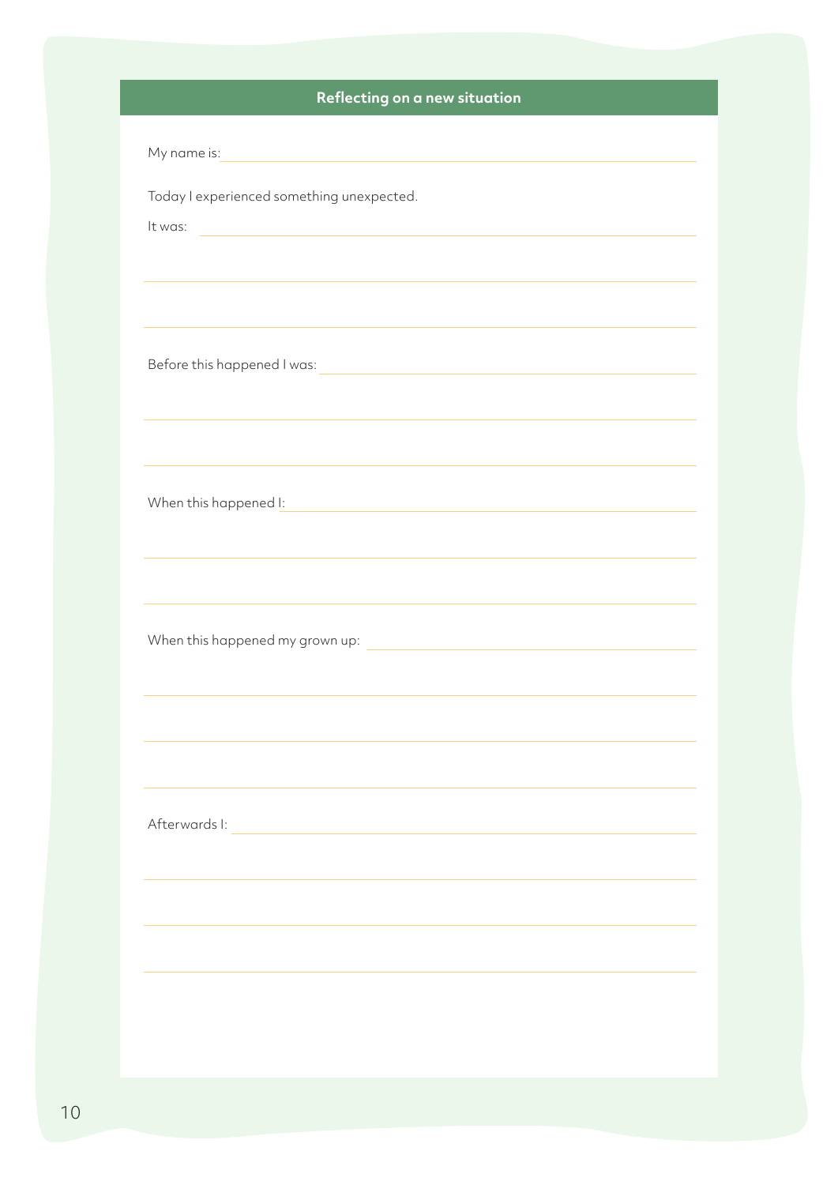## Reflecting on a new situation

My name is: \_\_\_\_\_\_\_\_\_\_\_\_\_\_\_\_\_\_\_\_\_\_\_\_\_\_\_\_\_\_\_\_

Today I experienced something unexpected.

It was: \_\_\_\_\_\_\_\_\_\_\_\_\_\_\_\_\_\_\_\_\_\_\_\_\_\_\_\_\_\_\_\_

Before this happened I was: \_\_\_\_\_\_\_\_\_\_\_\_\_\_\_\_\_\_\_\_\_\_\_\_\_\_\_\_\_\_\_\_

When this happened I: \_\_\_\_\_\_\_\_\_\_\_\_\_\_\_\_\_\_\_\_\_\_\_\_\_\_\_\_\_\_\_\_

When this happened my grown up: \_\_\_\_\_\_\_\_\_\_\_\_\_\_\_\_\_\_\_\_\_\_\_\_\_\_\_\_\_\_\_\_

Afterwards I: \_\_\_\_\_\_\_\_\_\_\_\_\_\_\_\_\_\_\_\_\_\_\_\_\_\_\_\_\_\_\_\_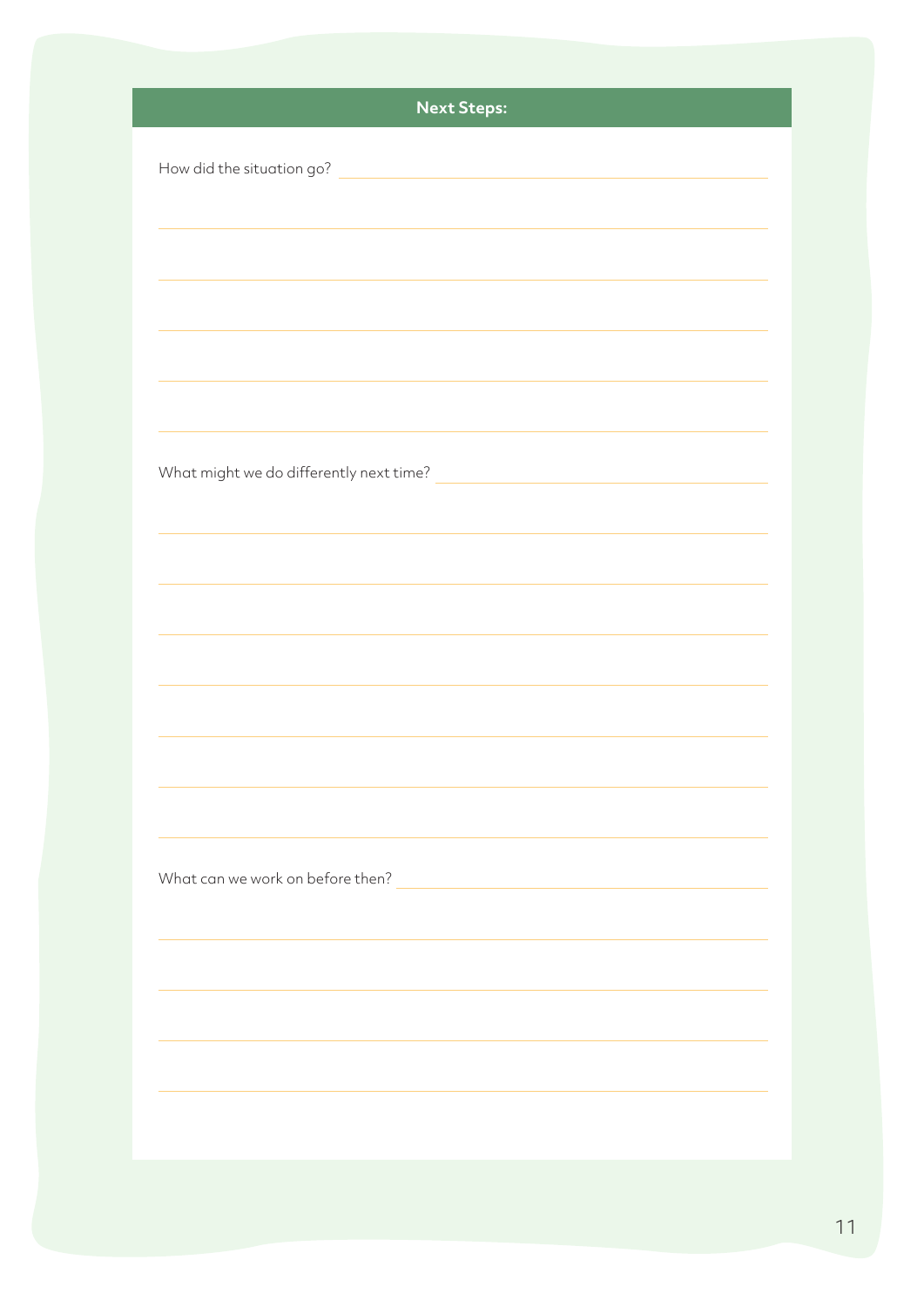## Next Steps:

How did the situation go?

What might we do differently next time?

What can we work on before then?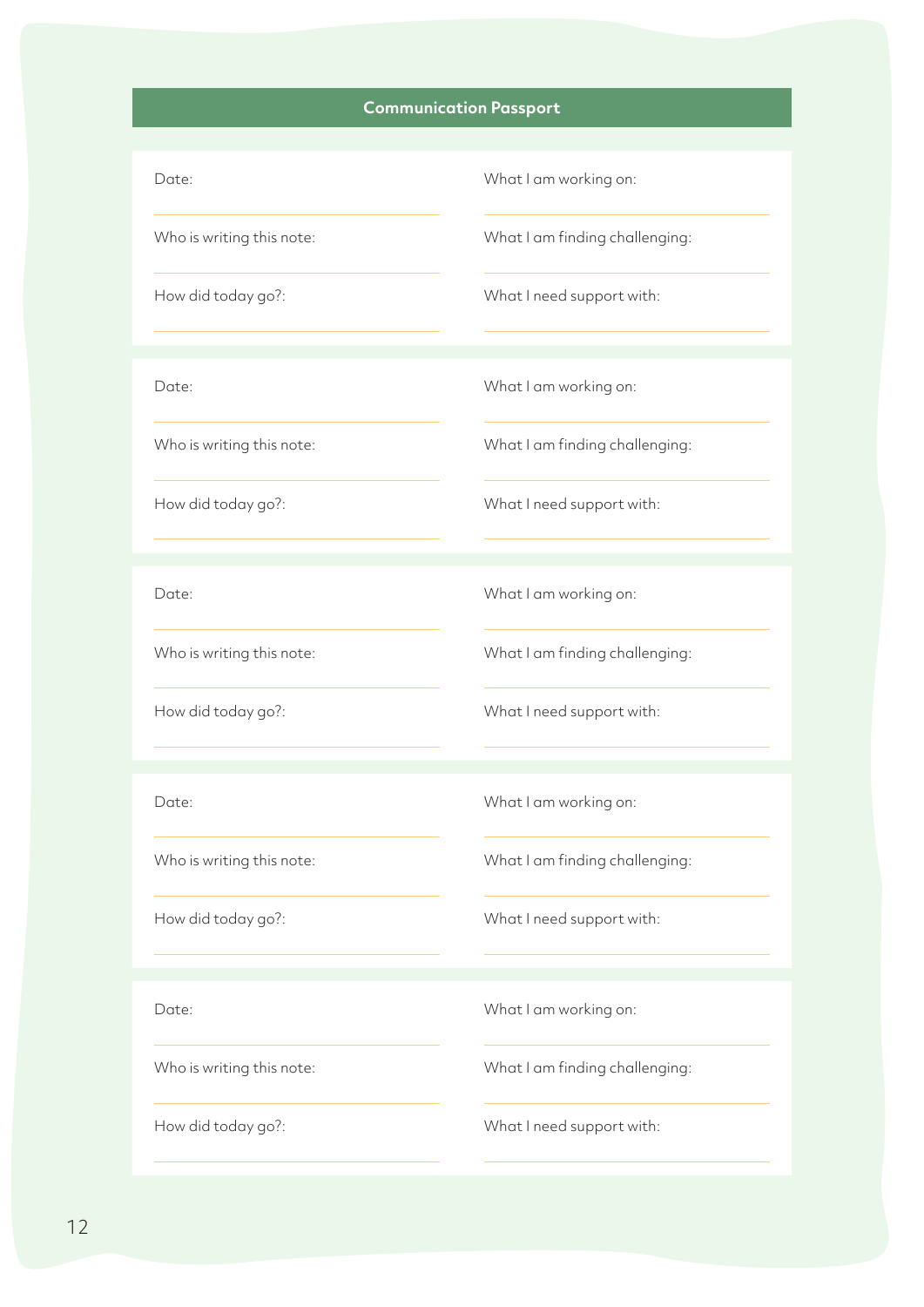## Communication Passport

Date:

Who is writing this note:

How did today go?:

What I am working on:

What I am finding challenging:

What I need support with:

---

Date:

Who is writing this note:

How did today go?:

What I am working on:

What I am finding challenging:

What I need support with:

---

Date:

Who is writing this note:

How did today go?:

What I am working on:

What I am finding challenging:

What I need support with:

---

Date:

Who is writing this note:

How did today go?:

What I am working on:

What I am finding challenging:

What I need support with:

---

Date:

Who is writing this note:

How did today go?:

What I am working on:

What I am finding challenging:

What I need support with: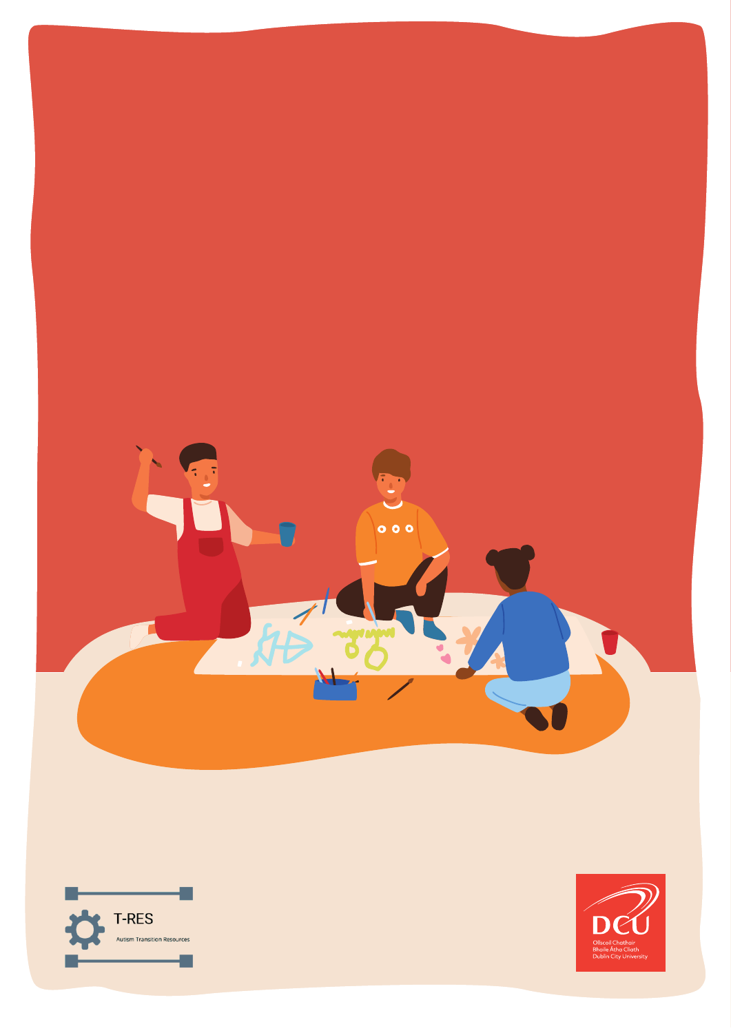T-RES

Autism Transition Resources

DCU

Ollscoil Chathair Bhaile Átha Cliath

Dublin City University